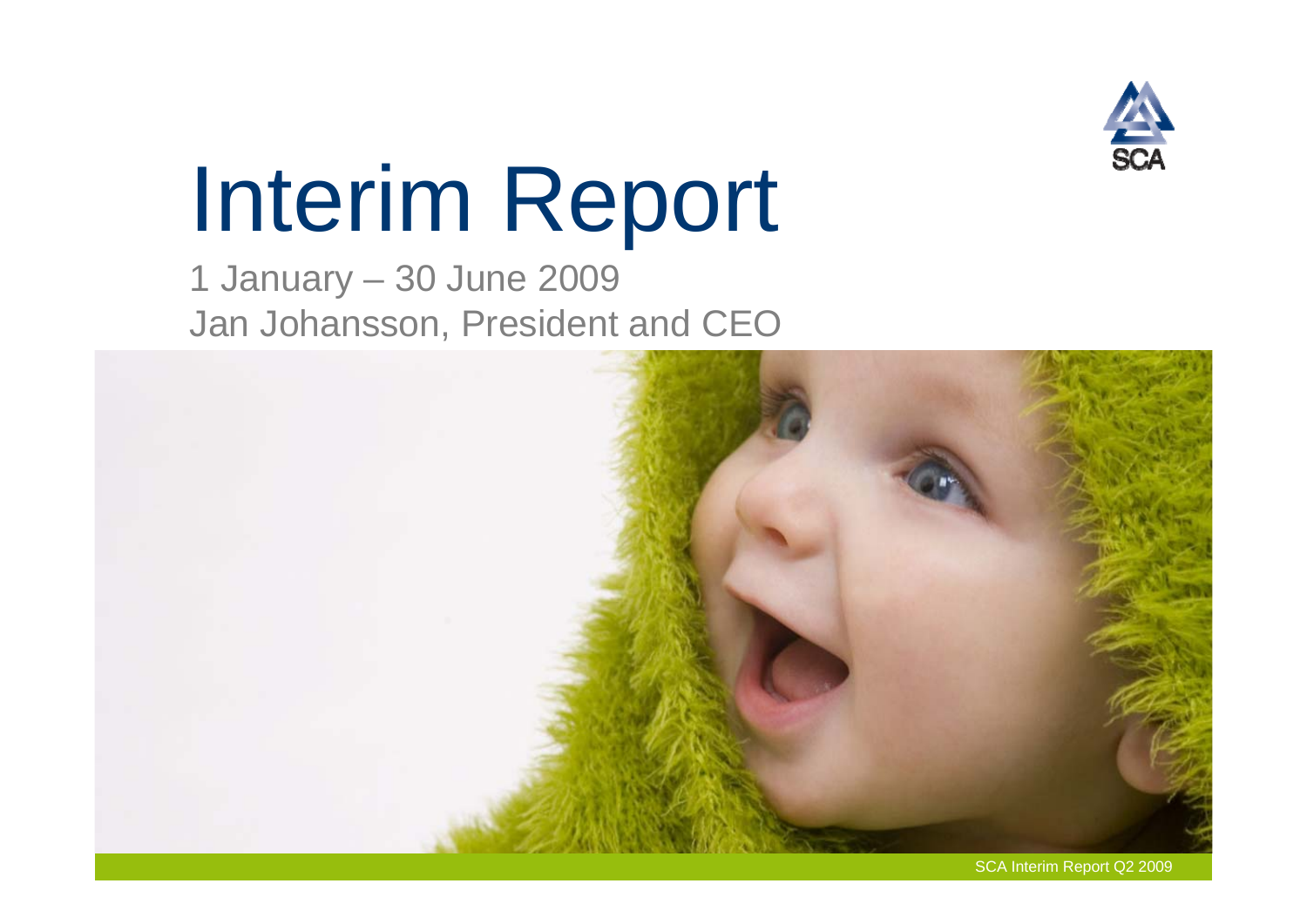# Interim Report

1 January – 30 June 2009

Jan Johansson, President and CEO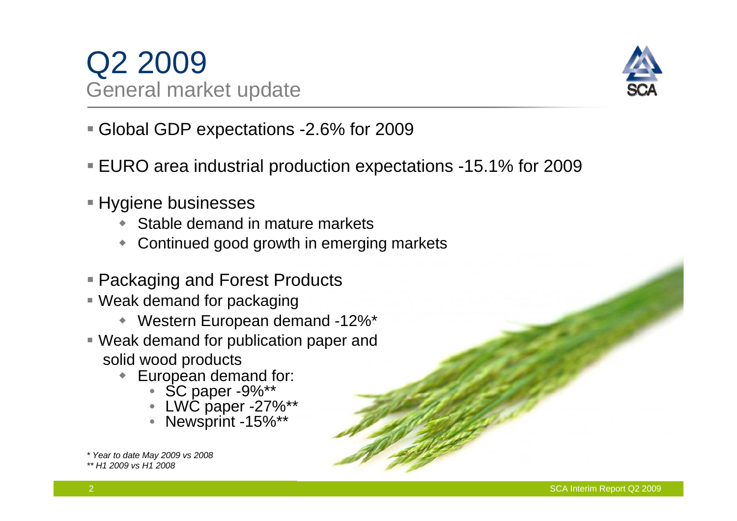# Q2 2009

## General market update

- Global GDP expectations -2.6% for 2009
- EURO area industrial production expectations -15.1% for 2009
- Hygiene businesses
  - Stable demand in mature markets
  - Continued good growth in emerging markets
- Packaging and Forest Products
- Weak demand for packaging
  - Western European demand -12%*
- Weak demand for publication paper and solid wood products
  - European demand for:
    - SC paper -9%**
    - LWC paper -27%**
    - Newsprint -15%**

*\* Year to date May 2009 vs 2008*
*\*\* H1 2009 vs H1 2008*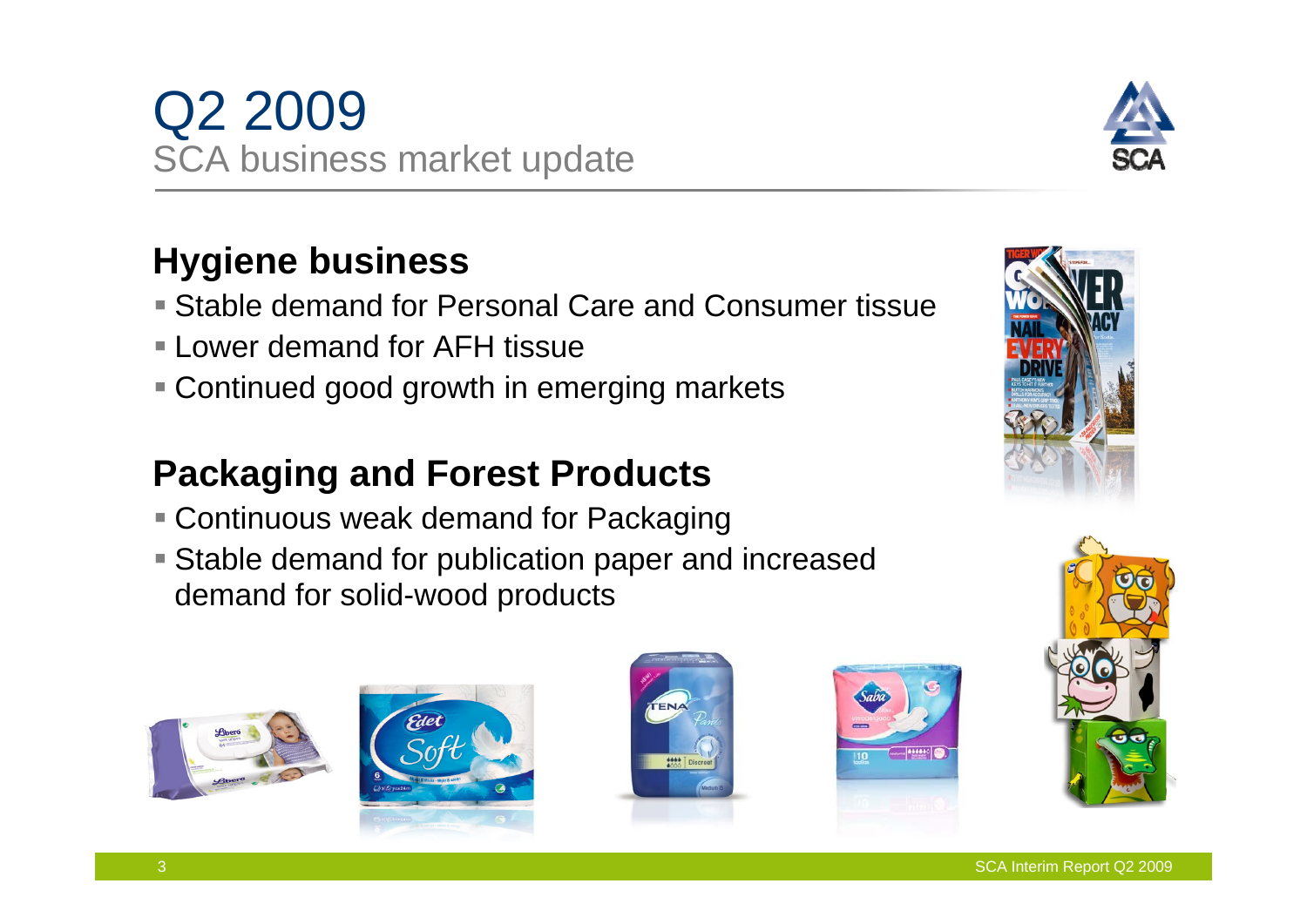# Q2 2009
SCA business market update

## Hygiene business

- Stable demand for Personal Care and Consumer tissue
- Lower demand for AFH tissue
- Continued good growth in emerging markets

## Packaging and Forest Products

- Continuous weak demand for Packaging
- Stable demand for publication paper and increased demand for solid-wood products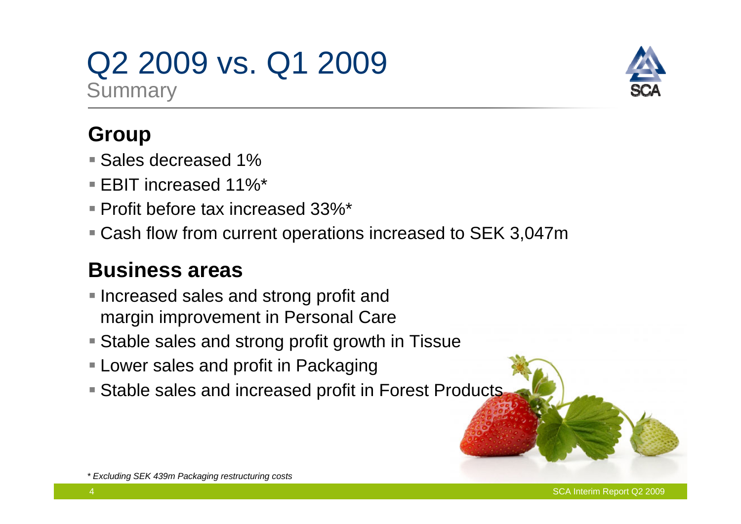# Q2 2009 vs. Q1 2009

Summary

## Group

- Sales decreased 1%
- EBIT increased 11%*
- Profit before tax increased 33%*
- Cash flow from current operations increased to SEK 3,047m

## Business areas

- Increased sales and strong profit and margin improvement in Personal Care
- Stable sales and strong profit growth in Tissue
- Lower sales and profit in Packaging
- Stable sales and increased profit in Forest Products

*\* Excluding SEK 439m Packaging restructuring costs*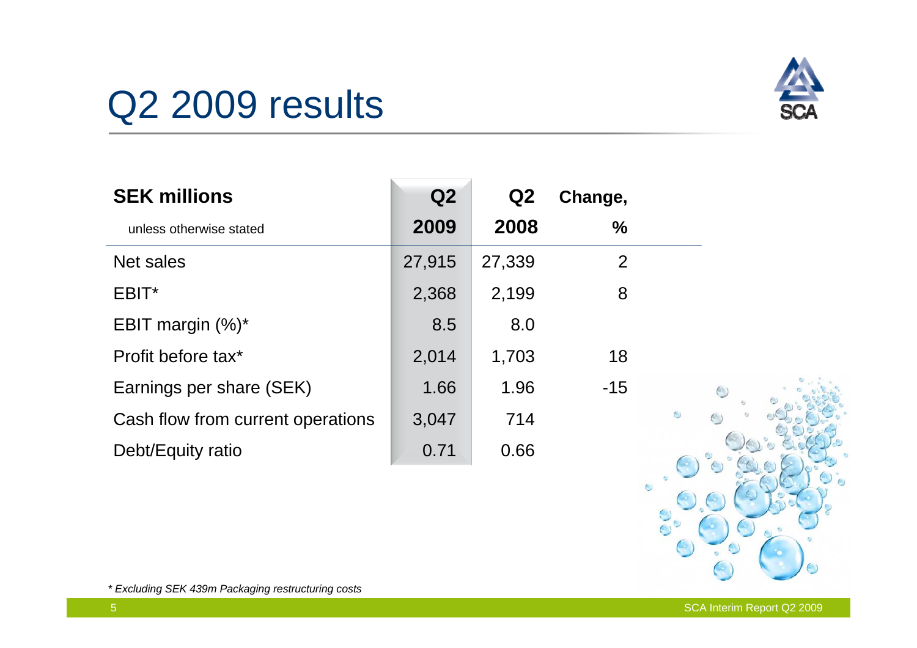# Q2 2009 results

| SEK millions<br>unless otherwise stated | Q2 2009 | Q2 2008 | Change, % |
|---|---|---|---|
| Net sales | 27,915 | 27,339 | 2 |
| EBIT* | 2,368 | 2,199 | 8 |
| EBIT margin (%)* | 8.5 | 8.0 | |
| Profit before tax* | 2,014 | 1,703 | 18 |
| Earnings per share (SEK) | 1.66 | 1.96 | -15 |
| Cash flow from current operations | 3,047 | 714 | |
| Debt/Equity ratio | 0.71 | 0.66 | |

*\* Excluding SEK 439m Packaging restructuring costs*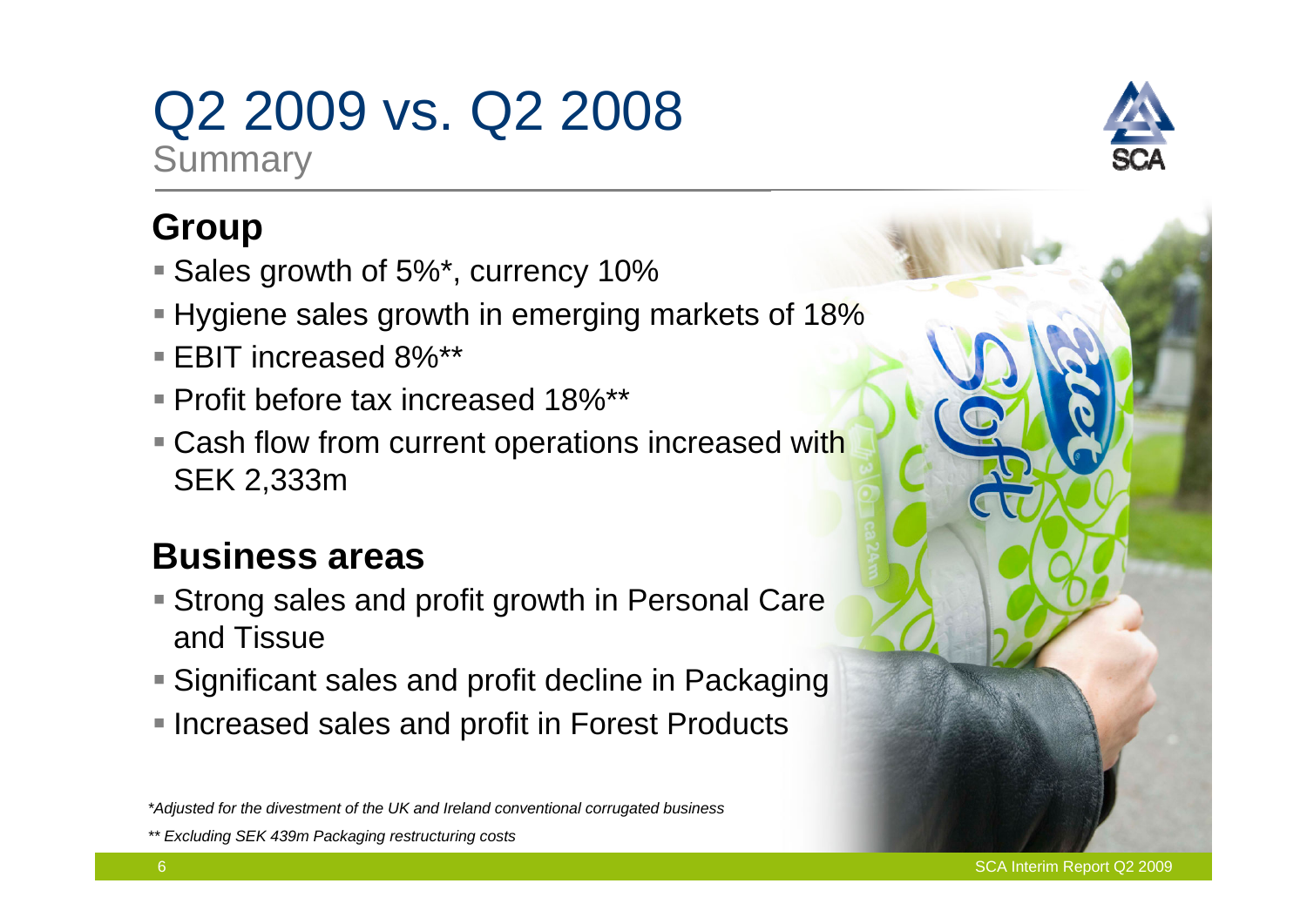# Q2 2009 vs. Q2 2008

Summary

## Group

- Sales growth of 5%*, currency 10%
- Hygiene sales growth in emerging markets of 18%
- EBIT increased 8%**
- Profit before tax increased 18%**
- Cash flow from current operations increased with SEK 2,333m

## Business areas

- Strong sales and profit growth in Personal Care and Tissue
- Significant sales and profit decline in Packaging
- Increased sales and profit in Forest Products

*\*Adjusted for the divestment of the UK and Ireland conventional corrugated business*

*\*\* Excluding SEK 439m Packaging restructuring costs*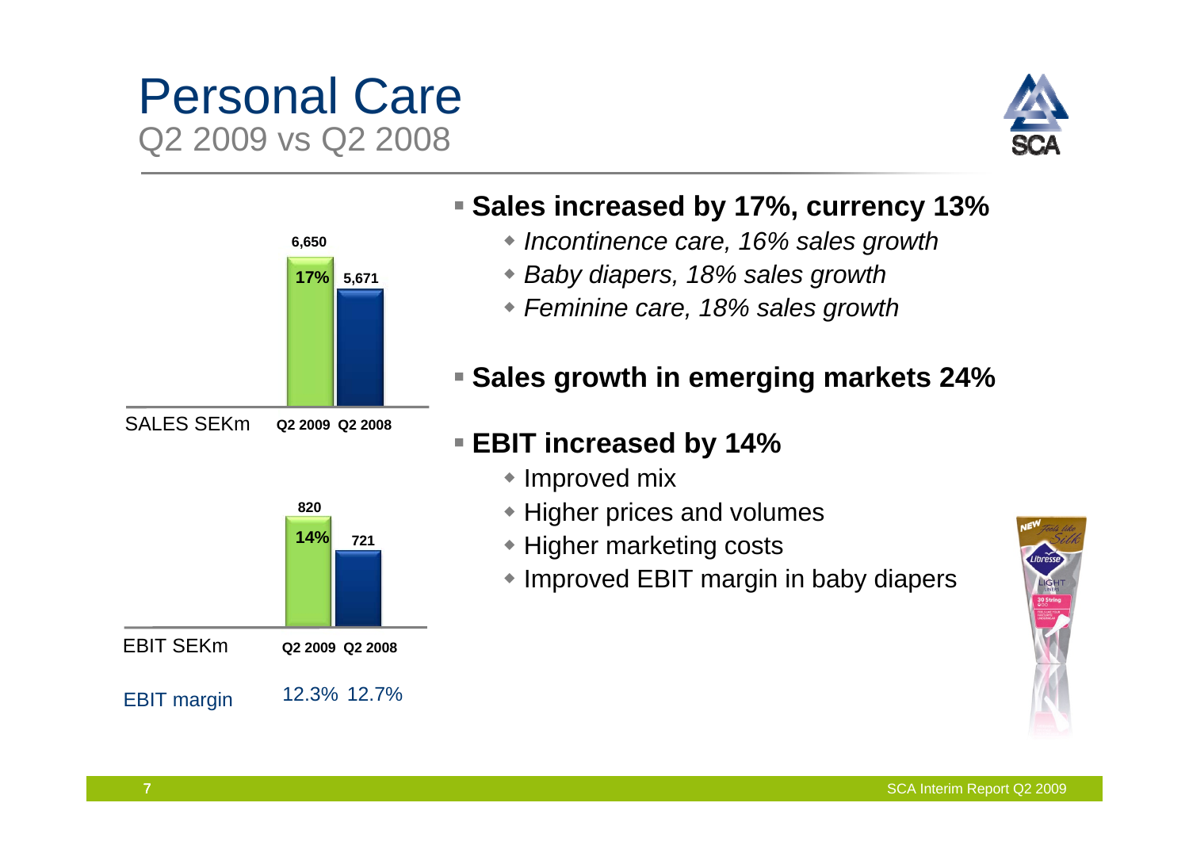# Personal Care

## Q2 2009 vs Q2 2008

| SALES SEKm | Q2 2009 | Q2 2008 |
|---|---|---|
| Sales | 6,650 | 5,671 |
| Change | 17% | |

| EBIT SEKm | Q2 2009 | Q2 2008 |
|---|---|---|
| EBIT | 820 | 721 |
| Change | 14% | |
| EBIT margin | 12.3% | 12.7% |

- **Sales increased by 17%, currency 13%**
  - *Incontinence care, 16% sales growth*
  - *Baby diapers, 18% sales growth*
  - *Feminine care, 18% sales growth*
- **Sales growth in emerging markets 24%**
- **EBIT increased by 14%**
  - Improved mix
  - Higher prices and volumes
  - Higher marketing costs
  - Improved EBIT margin in baby diapers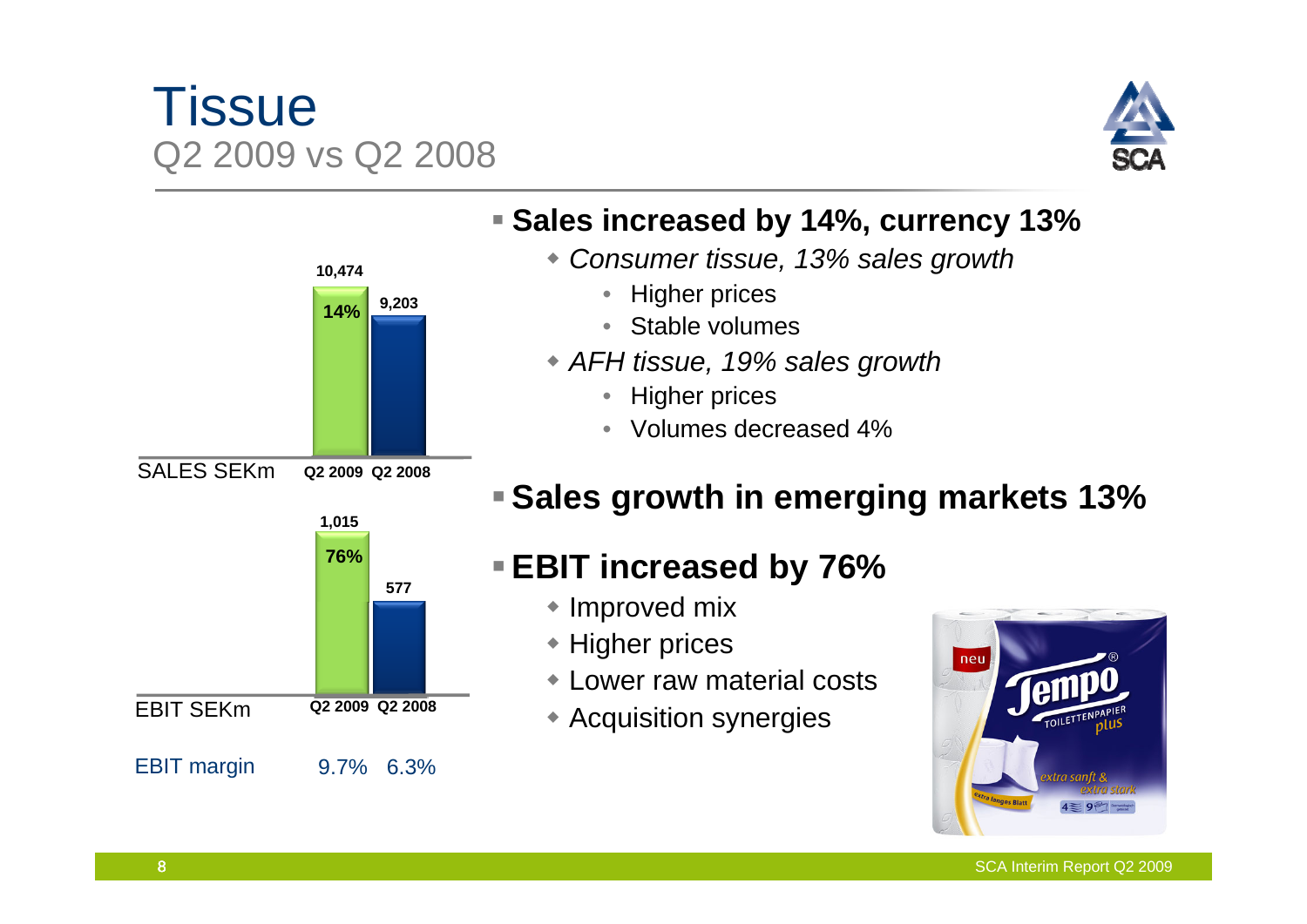# Tissue

## Q2 2009 vs Q2 2008

| SALES SEKm | Q2 2009 | Q2 2008 |
|---|---|---|
| | 10,474 (14%) | 9,203 |

| EBIT SEKm | Q2 2009 | Q2 2008 |
|---|---|---|
| | 1,015 (76%) | 577 |
| EBIT margin | 9.7% | 6.3% |

- **Sales increased by 14%, currency 13%**
  - *Consumer tissue, 13% sales growth*
    - Higher prices
    - Stable volumes
  - *AFH tissue, 19% sales growth*
    - Higher prices
    - Volumes decreased 4%
- **Sales growth in emerging markets 13%**
- **EBIT increased by 76%**
  - Improved mix
  - Higher prices
  - Lower raw material costs
  - Acquisition synergies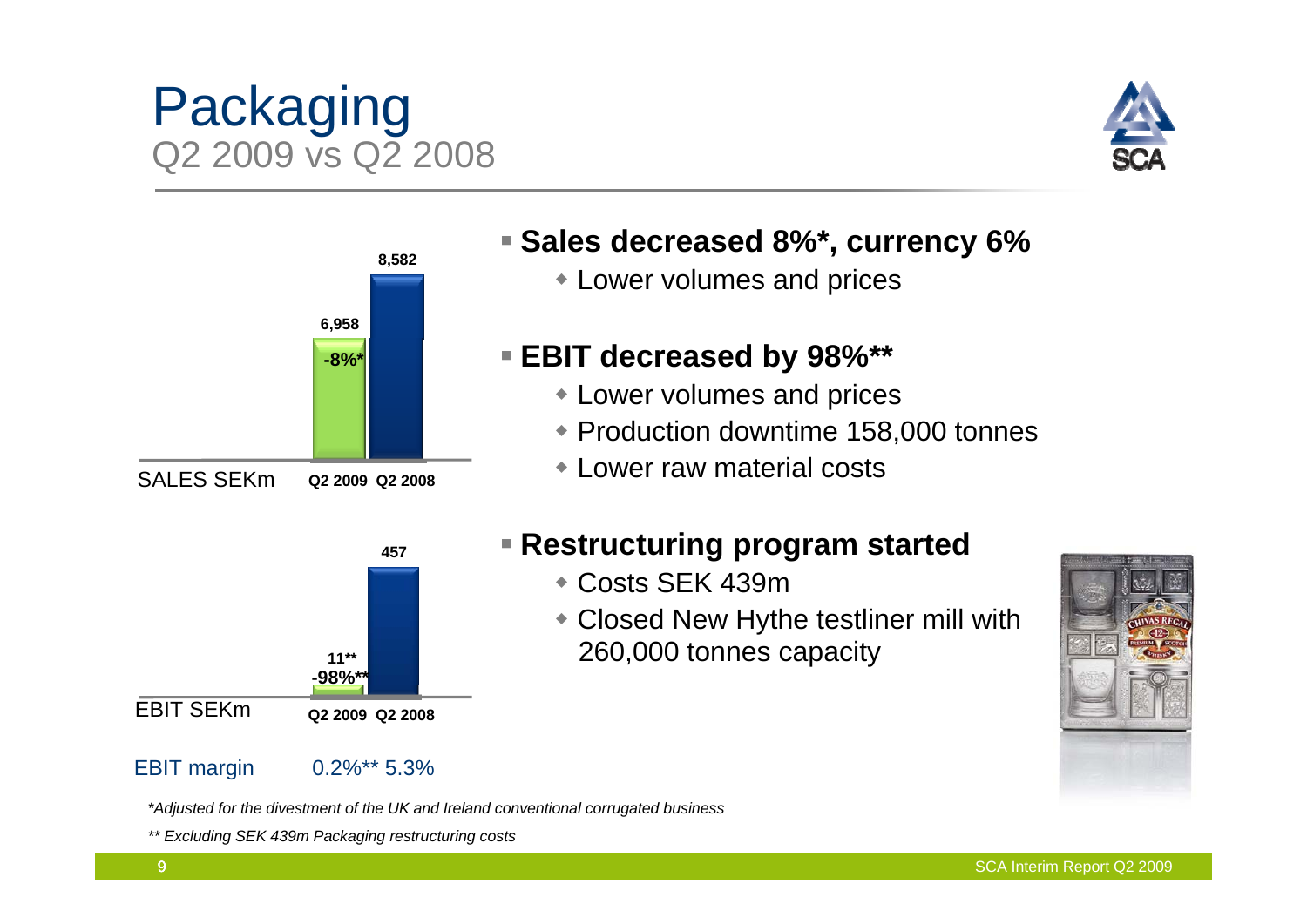# Packaging

## Q2 2009 vs Q2 2008

| SALES SEKm | Q2 2009 | Q2 2008 |
|---|---|---|
| | 6,958 (-8%*) | 8,582 |

| EBIT SEKm | Q2 2009 | Q2 2008 |
|---|---|---|
| | 11** (-98%**) | 457 |
| EBIT margin | 0.2%** | 5.3% |

- **Sales decreased 8%*, currency 6%**
  - Lower volumes and prices
- **EBIT decreased by 98%****
  - Lower volumes and prices
  - Production downtime 158,000 tonnes
  - Lower raw material costs
- **Restructuring program started**
  - Costs SEK 439m
  - Closed New Hythe testliner mill with 260,000 tonnes capacity

*\*Adjusted for the divestment of the UK and Ireland conventional corrugated business*

*\*\* Excluding SEK 439m Packaging restructuring costs*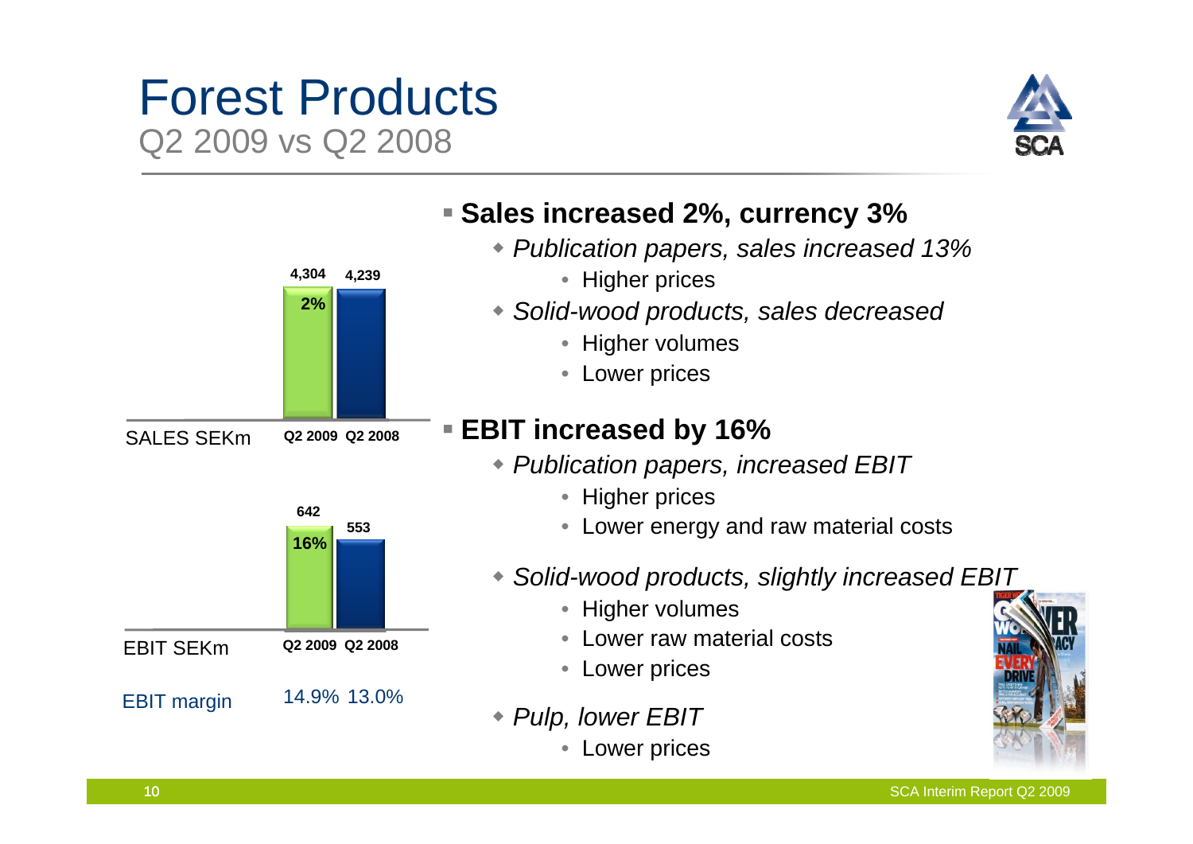# Forest Products

## Q2 2009 vs Q2 2008

| SALES SEKm | Q2 2009 | Q2 2008 |
|---|---|---|
| | 4,304 (2%) | 4,239 |

| EBIT SEKm | Q2 2009 | Q2 2008 |
|---|---|---|
| | 642 (16%) | 553 |
| EBIT margin | 14.9% | 13.0% |

- **Sales increased 2%, currency 3%**
  - *Publication papers, sales increased 13%*
    - Higher prices
  - *Solid-wood products, sales decreased*
    - Higher volumes
    - Lower prices
- **EBIT increased by 16%**
  - *Publication papers, increased EBIT*
    - Higher prices
    - Lower energy and raw material costs
  - *Solid-wood products, slightly increased EBIT*
    - Higher volumes
    - Lower raw material costs
    - Lower prices
  - *Pulp, lower EBIT*
    - Lower prices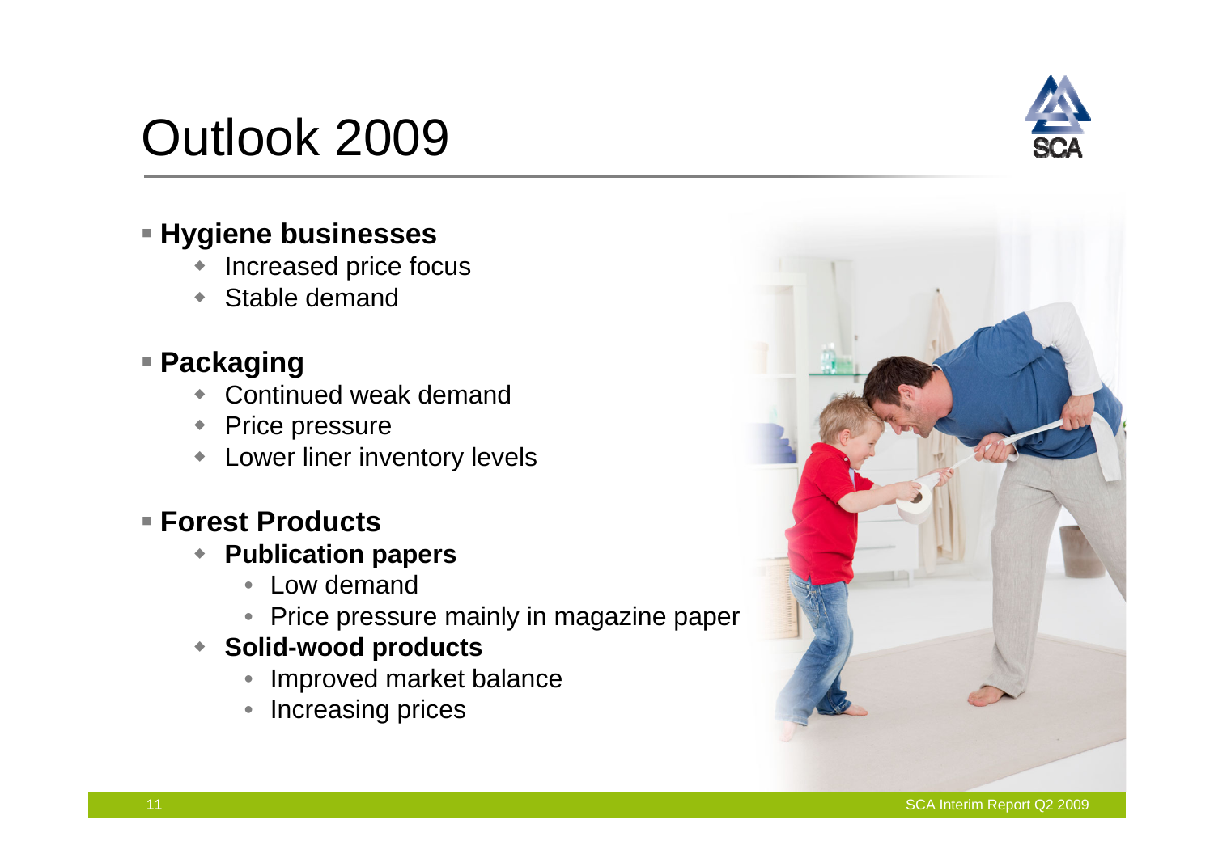# Outlook 2009

- **Hygiene businesses**
  - Increased price focus
  - Stable demand
- **Packaging**
  - Continued weak demand
  - Price pressure
  - Lower liner inventory levels
- **Forest Products**
  - **Publication papers**
    - Low demand
    - Price pressure mainly in magazine paper
  - **Solid-wood products**
    - Improved market balance
    - Increasing prices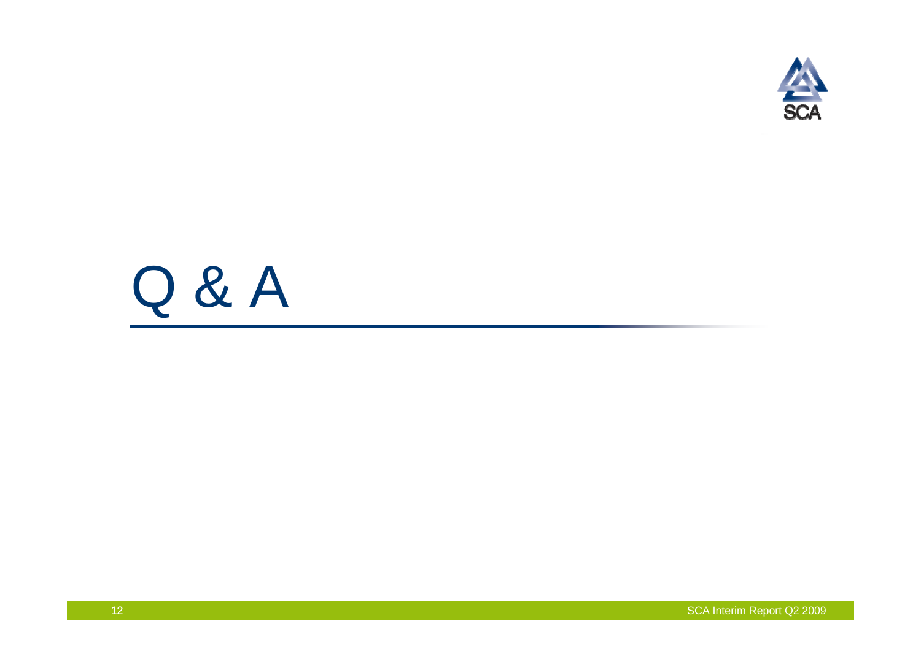# Q & A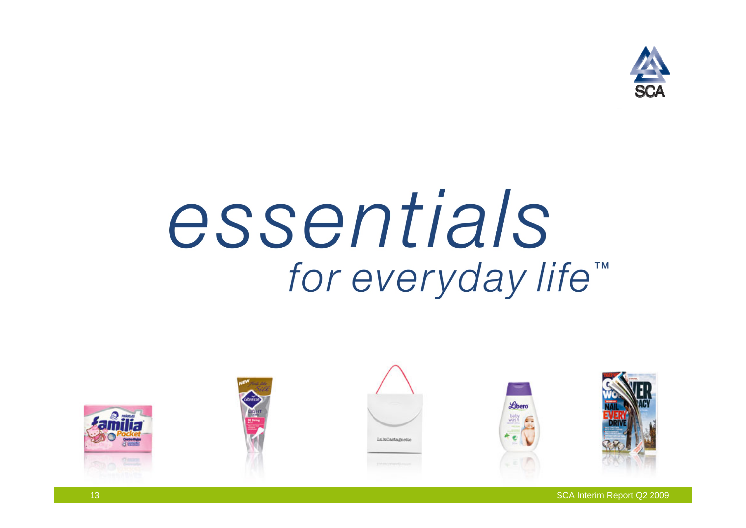# essentials

*for everyday life™*